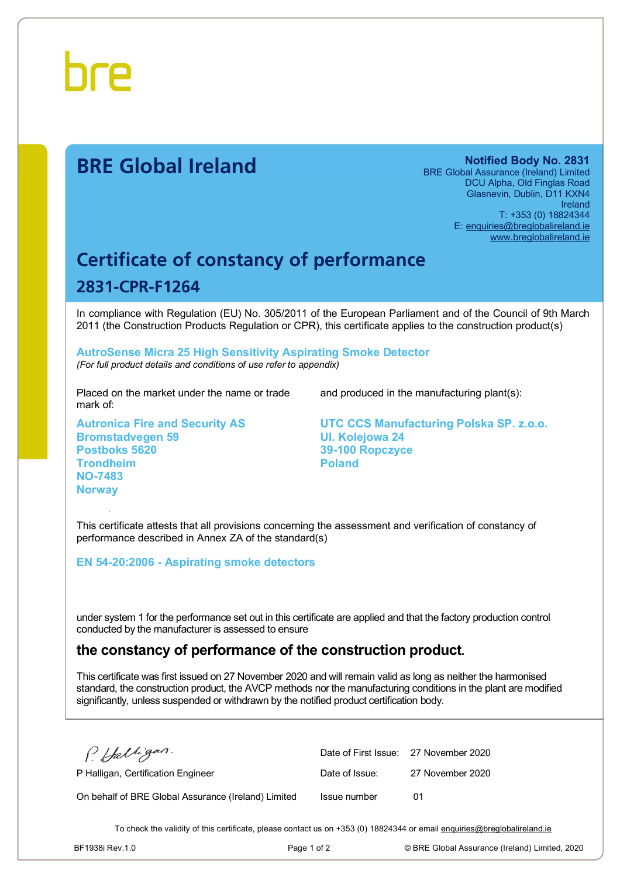bre

# BRE Global Ireland

**Notified Body No. 2831**
BRE Global Assurance (Ireland) Limited
DCU Alpha, Old Finglas Road
Glasnevin, Dublin, D11 KXN4
Ireland
T: +353 (0) 18824344
E: enquiries@breglobalireland.ie
www.breglobalireland.ie

# Certificate of constancy of performance

## 2831-CPR-F1264

In compliance with Regulation (EU) No. 305/2011 of the European Parliament and of the Council of 9th March 2011 (the Construction Products Regulation or CPR), this certificate applies to the construction product(s)

**AutroSense Micra 25 High Sensitivity Aspirating Smoke Detector**
*(For full product details and conditions of use refer to appendix)*

Placed on the market under the name or trade mark of:

**Autronica Fire and Security AS**
**Bromstadvegen 59**
**Postboks 5620**
**Trondheim**
**NO-7483**
**Norway**

and produced in the manufacturing plant(s):

**UTC CCS Manufacturing Polska SP. z.o.o.**
**Ul. Kolejowa 24**
**39-100 Ropczyce**
**Poland**

This certificate attests that all provisions concerning the assessment and verification of constancy of performance described in Annex ZA of the standard(s)

**EN 54-20:2006 - Aspirating smoke detectors**

under system 1 for the performance set out in this certificate are applied and that the factory production control conducted by the manufacturer is assessed to ensure

**the constancy of performance of the construction product.**

This certificate was first issued on 27 November 2020 and will remain valid as long as neither the harmonised standard, the construction product, the AVCP methods nor the manufacturing conditions in the plant are modified significantly, unless suspended or withdrawn by the notified product certification body.

P Halligan, Certification Engineer

On behalf of BRE Global Assurance (Ireland) Limited

| | |
|---|---|
| Date of First Issue: | 27 November 2020 |
| Date of Issue: | 27 November 2020 |
| Issue number | 01 |

To check the validity of this certificate, please contact us on +353 (0) 18824344 or email enquiries@breglobalireland.ie

BF1938i Rev.1.0 © BRE Global Assurance (Ireland) Limited, 2020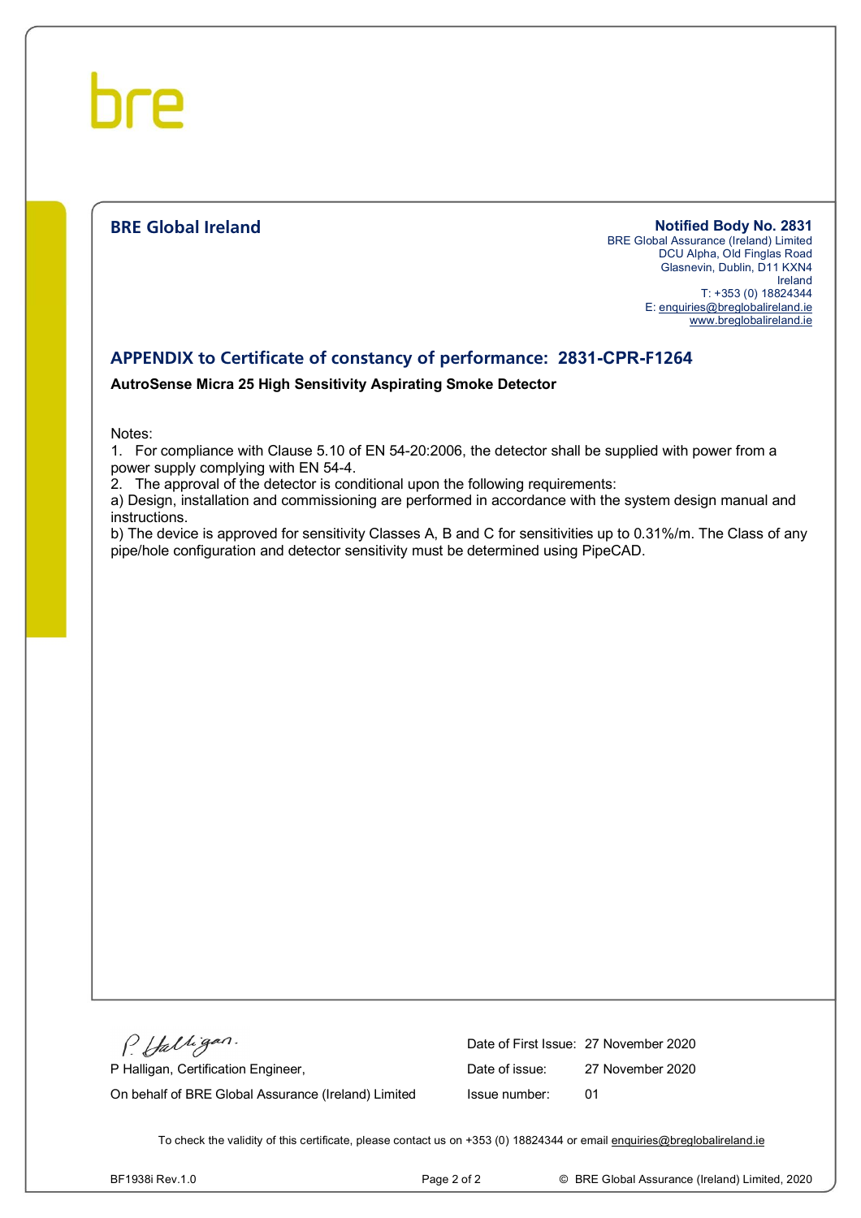bre

**BRE Global Ireland**

**Notified Body No. 2831**
BRE Global Assurance (Ireland) Limited
DCU Alpha, Old Finglas Road
Glasnevin, Dublin, D11 KXN4
Ireland
T: +353 (0) 18824344
E: enquiries@breglobalireland.ie
www.breglobalireland.ie

## APPENDIX to Certificate of constancy of performance: 2831-CPR-F1264

**AutroSense Micra 25 High Sensitivity Aspirating Smoke Detector**

Notes:

1. For compliance with Clause 5.10 of EN 54-20:2006, the detector shall be supplied with power from a power supply complying with EN 54-4.
2. The approval of the detector is conditional upon the following requirements:

a) Design, installation and commissioning are performed in accordance with the system design manual and instructions.

b) The device is approved for sensitivity Classes A, B and C for sensitivities up to 0.31%/m. The Class of any pipe/hole configuration and detector sensitivity must be determined using PipeCAD.

P Halligan, Certification Engineer,
On behalf of BRE Global Assurance (Ireland) Limited

| | |
|---|---|
| Date of First Issue: | 27 November 2020 |
| Date of issue: | 27 November 2020 |
| Issue number: | 01 |

To check the validity of this certificate, please contact us on +353 (0) 18824344 or email enquiries@breglobalireland.ie

BF1938i Rev.1.0

© BRE Global Assurance (Ireland) Limited, 2020